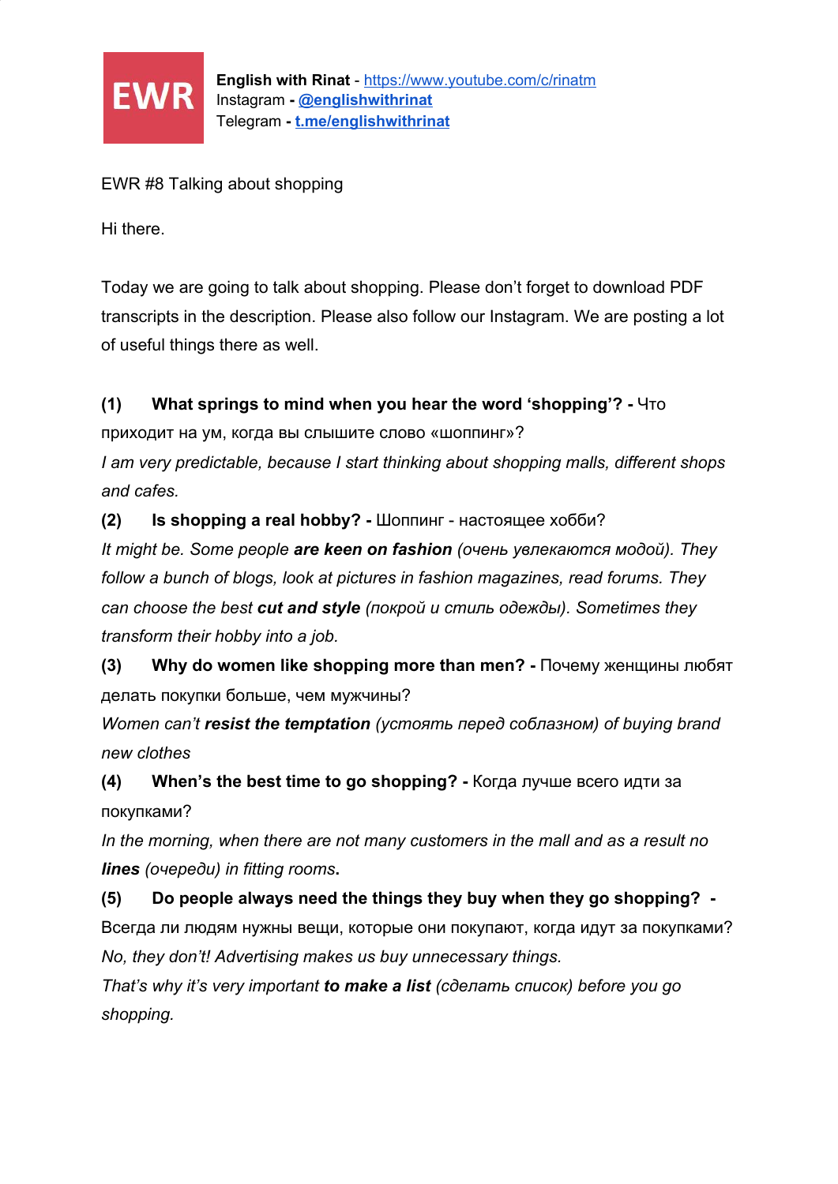EWR

**English with Rinat** - https://www.youtube.com/c/rinatm
Instagram - **@englishwithrinat**
Telegram - **t.me/englishwithrinat**

EWR #8 Talking about shopping

Hi there.

Today we are going to talk about shopping. Please don't forget to download PDF transcripts in the description. Please also follow our Instagram. We are posting a lot of useful things there as well.

**(1) What springs to mind when you hear the word 'shopping'? -** Что приходит на ум, когда вы слышите слово «шоппинг»?
*I am very predictable, because I start thinking about shopping malls, different shops and cafes.*

**(2) Is shopping a real hobby? -** Шоппинг - настоящее хобби?
*It might be. Some people **are keen on fashion** (очень увлекаются модой). They follow a bunch of blogs, look at pictures in fashion magazines, read forums. They can choose the best **cut and style** (покрой и стиль одежды). Sometimes they transform their hobby into a job.*

**(3) Why do women like shopping more than men? -** Почему женщины любят делать покупки больше, чем мужчины?
*Women can't **resist the temptation** (устоять перед соблазном) of buying brand new clothes*

**(4) When's the best time to go shopping? -** Когда лучше всего идти за покупками?
*In the morning, when there are not many customers in the mall and as a result no **lines** (очереди) in fitting rooms***.**

**(5) Do people always need the things they buy when they go shopping? -** Всегда ли людям нужны вещи, которые они покупают, когда идут за покупками?
*No, they don't! Advertising makes us buy unnecessary things.*
*That's why it's very important **to make a list** (сделать список) before you go shopping.*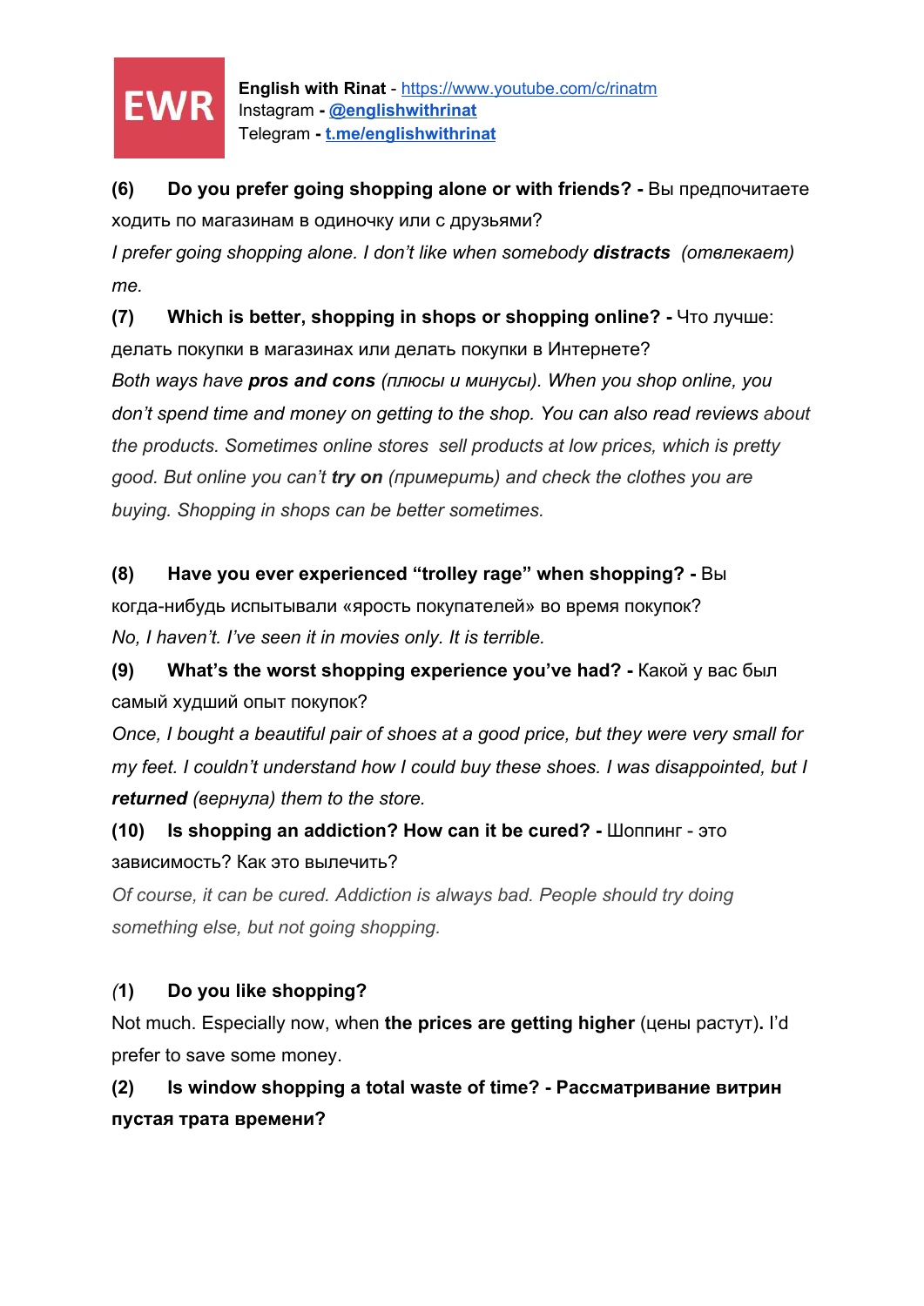**(6) Do you prefer going shopping alone or with friends? -** Вы предпочитаете ходить по магазинам в одиночку или с друзьями?

*I prefer going shopping alone. I don't like when somebody **distracts** (отвлекает) me.*

**(7) Which is better, shopping in shops or shopping online? -** Что лучше: делать покупки в магазинах или делать покупки в Интернете?

*Both ways have **pros and cons** (плюсы и минусы). When you shop online, you don't spend time and money on getting to the shop. You can also read reviews about the products. Sometimes online stores sell products at low prices, which is pretty good. But online you can't **try on** (примерить) and check the clothes you are buying. Shopping in shops can be better sometimes.*

**(8) Have you ever experienced "trolley rage" when shopping? -** Вы когда-нибудь испытывали «ярость покупателей» во время покупок?

*No, I haven't. I've seen it in movies only. It is terrible.*

**(9) What's the worst shopping experience you've had? -** Какой у вас был самый худший опыт покупок?

*Once, I bought a beautiful pair of shoes at a good price, but they were very small for my feet. I couldn't understand how I could buy these shoes. I was disappointed, but I **returned** (вернула) them to the store.*

**(10) Is shopping an addiction? How can it be cured? -** Шоппинг - это зависимость? Как это вылечить?

*Of course, it can be cured. Addiction is always bad. People should try doing something else, but not going shopping.*

***(**1) Do you like shopping?**

Not much. Especially now, when **the prices are getting higher** (цены растут)**.** I'd prefer to save some money.

**(2) Is window shopping a total waste of time? - Рассматривание витрин пустая трата времени?**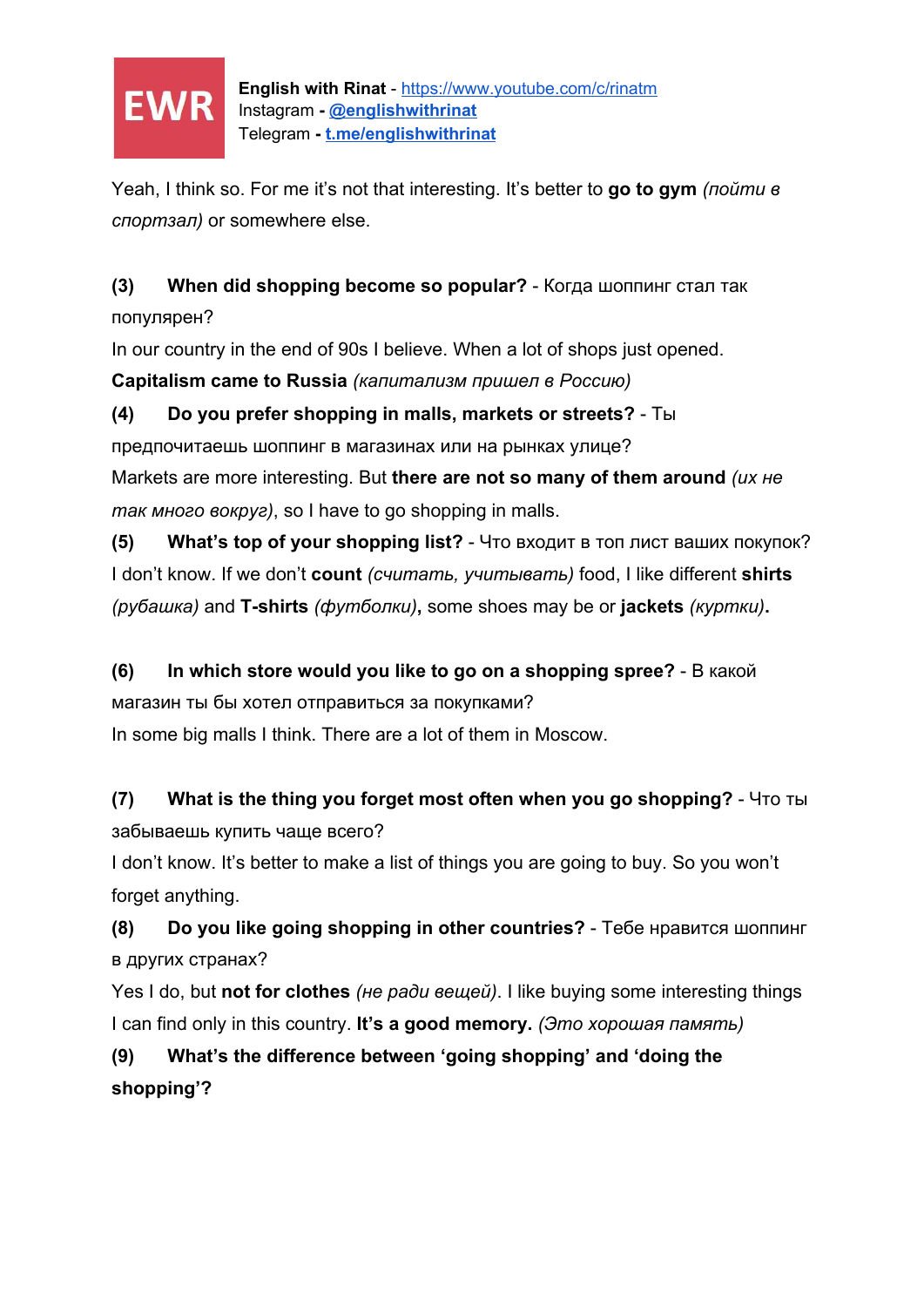Yeah, I think so. For me it's not that interesting. It's better to **go to gym** *(пойти в спортзал)* or somewhere else.

**(3) When did shopping become so popular?** - Когда шоппинг стал так популярен?

In our country in the end of 90s I believe. When a lot of shops just opened. **Capitalism came to Russia** *(капитализм пришел в Россию)*

**(4) Do you prefer shopping in malls, markets or streets?** - Ты предпочитаешь шоппинг в магазинах или на рынках улице?

Markets are more interesting. But **there are not so many of them around** *(их не так много вокруг)*, so I have to go shopping in malls.

**(5) What's top of your shopping list?** - Что входит в топ лист ваших покупок?

I don't know. If we don't **count** *(считать, учитывать)* food, I like different **shirts** *(рубашка)* and **T-shirts** *(футболки)***,** some shoes may be or **jackets** *(куртки)***.**

**(6) In which store would you like to go on a shopping spree?** - В какой магазин ты бы хотел отправиться за покупками?

In some big malls I think. There are a lot of them in Moscow.

**(7) What is the thing you forget most often when you go shopping?** - Что ты забываешь купить чаще всего?

I don't know. It's better to make a list of things you are going to buy. So you won't forget anything.

**(8) Do you like going shopping in other countries?** - Тебе нравится шоппинг в других странах?

Yes I do, but **not for clothes** *(не ради вещей)*. I like buying some interesting things I can find only in this country. **It's a good memory.** *(Это хорошая память)*

**(9) What's the difference between 'going shopping' and 'doing the shopping'?**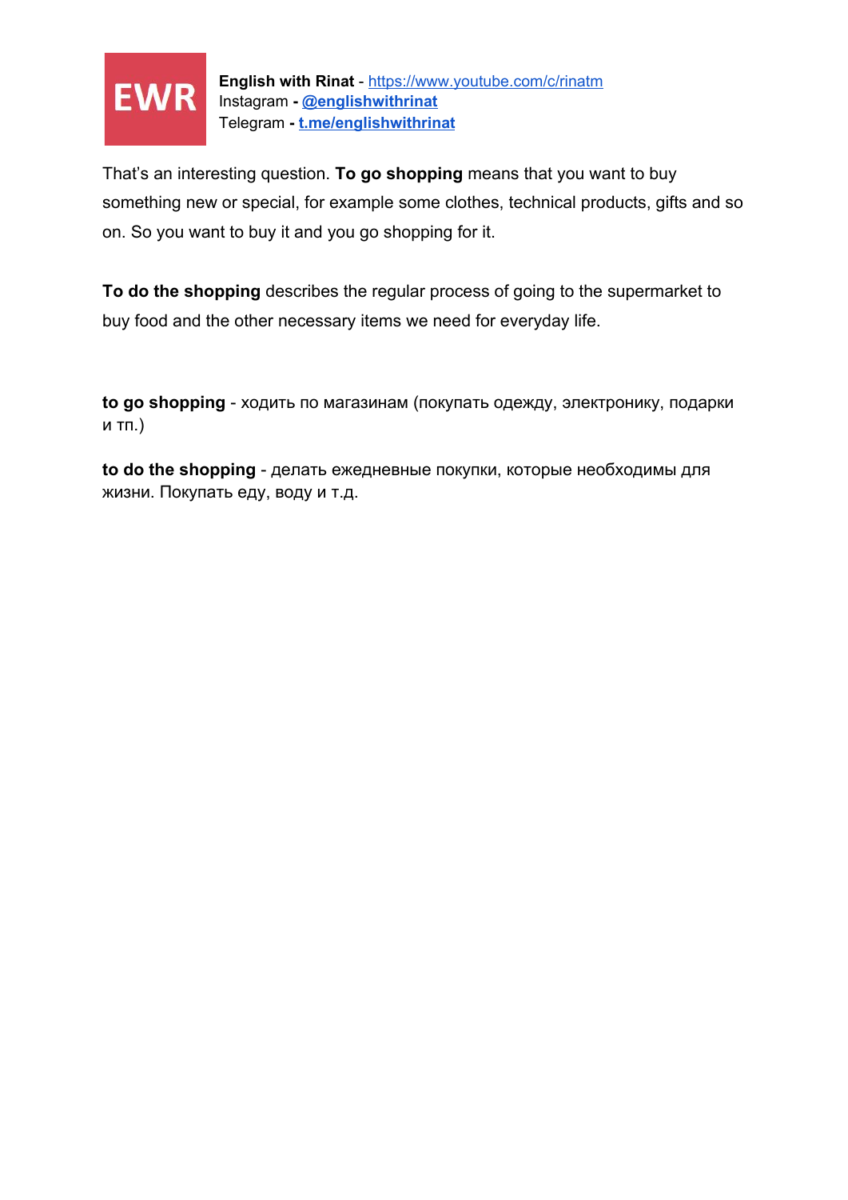That's an interesting question. **To go shopping** means that you want to buy something new or special, for example some clothes, technical products, gifts and so on. So you want to buy it and you go shopping for it.

**To do the shopping** describes the regular process of going to the supermarket to buy food and the other necessary items we need for everyday life.

**to go shopping** - ходить по магазинам (покупать одежду, электронику, подарки и тп.)

**to do the shopping** - делать ежедневные покупки, которые необходимы для жизни. Покупать еду, воду и т.д.